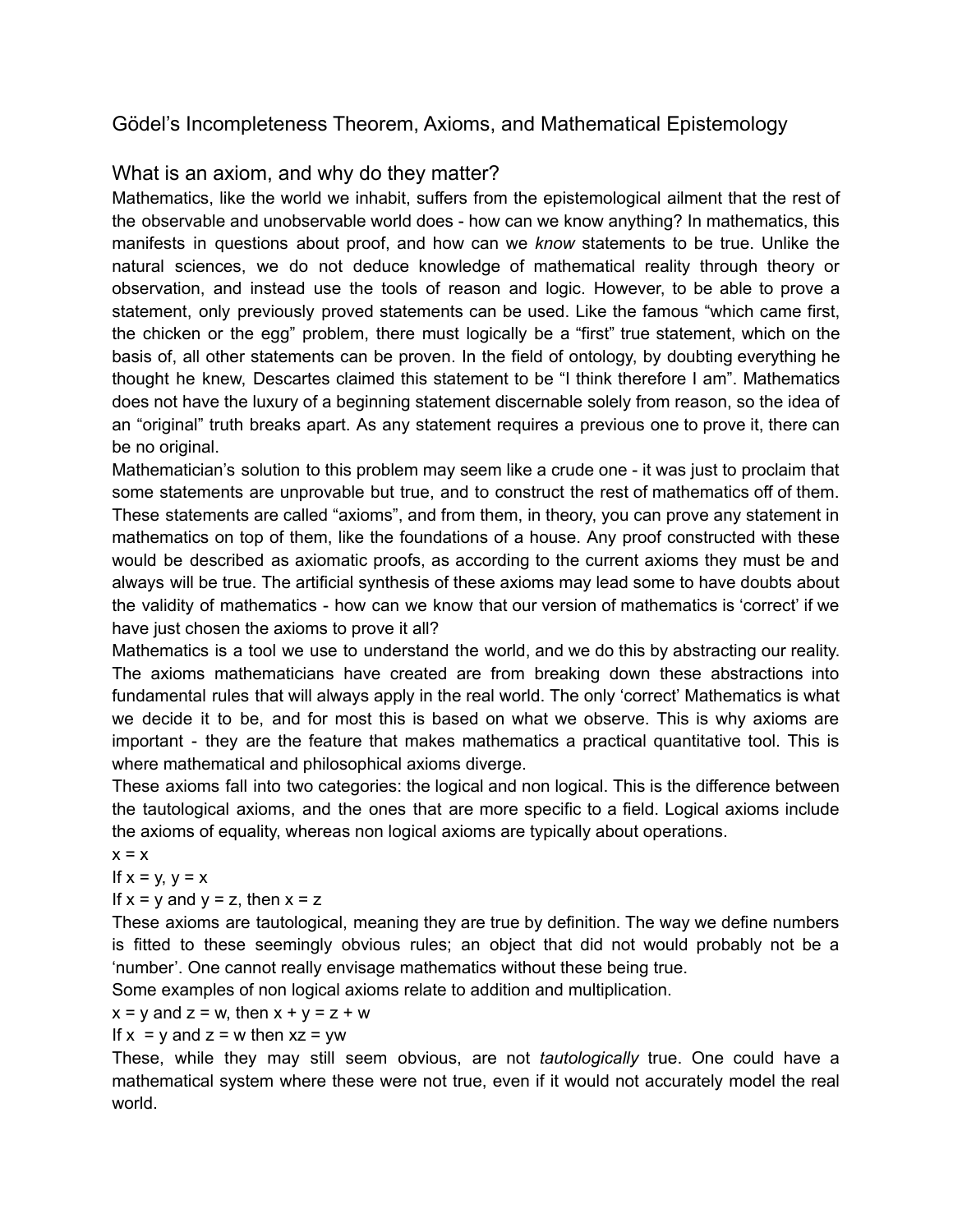# Gödel's Incompleteness Theorem, Axioms, and Mathematical Epistemology

## What is an axiom, and why do they matter?

Mathematics, like the world we inhabit, suffers from the epistemological ailment that the rest of the observable and unobservable world does - how can we know anything? In mathematics, this manifests in questions about proof, and how can we *know* statements to be true. Unlike the natural sciences, we do not deduce knowledge of mathematical reality through theory or observation, and instead use the tools of reason and logic. However, to be able to prove a statement, only previously proved statements can be used. Like the famous "which came first, the chicken or the egg" problem, there must logically be a "first" true statement, which on the basis of, all other statements can be proven. In the field of ontology, by doubting everything he thought he knew, Descartes claimed this statement to be "I think therefore I am". Mathematics does not have the luxury of a beginning statement discernable solely from reason, so the idea of an "original" truth breaks apart. As any statement requires a previous one to prove it, there can be no original.

Mathematician's solution to this problem may seem like a crude one - it was just to proclaim that some statements are unprovable but true, and to construct the rest of mathematics off of them. These statements are called "axioms", and from them, in theory, you can prove any statement in mathematics on top of them, like the foundations of a house. Any proof constructed with these would be described as axiomatic proofs, as according to the current axioms they must be and always will be true. The artificial synthesis of these axioms may lead some to have doubts about the validity of mathematics - how can we know that our version of mathematics is 'correct' if we have just chosen the axioms to prove it all?

Mathematics is a tool we use to understand the world, and we do this by abstracting our reality. The axioms mathematicians have created are from breaking down these abstractions into fundamental rules that will always apply in the real world. The only 'correct' Mathematics is what we decide it to be, and for most this is based on what we observe. This is why axioms are important - they are the feature that makes mathematics a practical quantitative tool. This is where mathematical and philosophical axioms diverge.

These axioms fall into two categories: the logical and non logical. This is the difference between the tautological axioms, and the ones that are more specific to a field. Logical axioms include the axioms of equality, whereas non logical axioms are typically about operations.

$x = x$

If $x = y$, $y = x$

If $x = y$ and $y = z$, then $x = z$

These axioms are tautological, meaning they are true by definition. The way we define numbers is fitted to these seemingly obvious rules; an object that did not would probably not be a 'number'. One cannot really envisage mathematics without these being true.

Some examples of non logical axioms relate to addition and multiplication.

$x = y$ and $z = w$, then $x + y = z + w$

If $x = y$ and $z = w$ then $xz = yw$

These, while they may still seem obvious, are not *tautologically* true. One could have a mathematical system where these were not true, even if it would not accurately model the real world.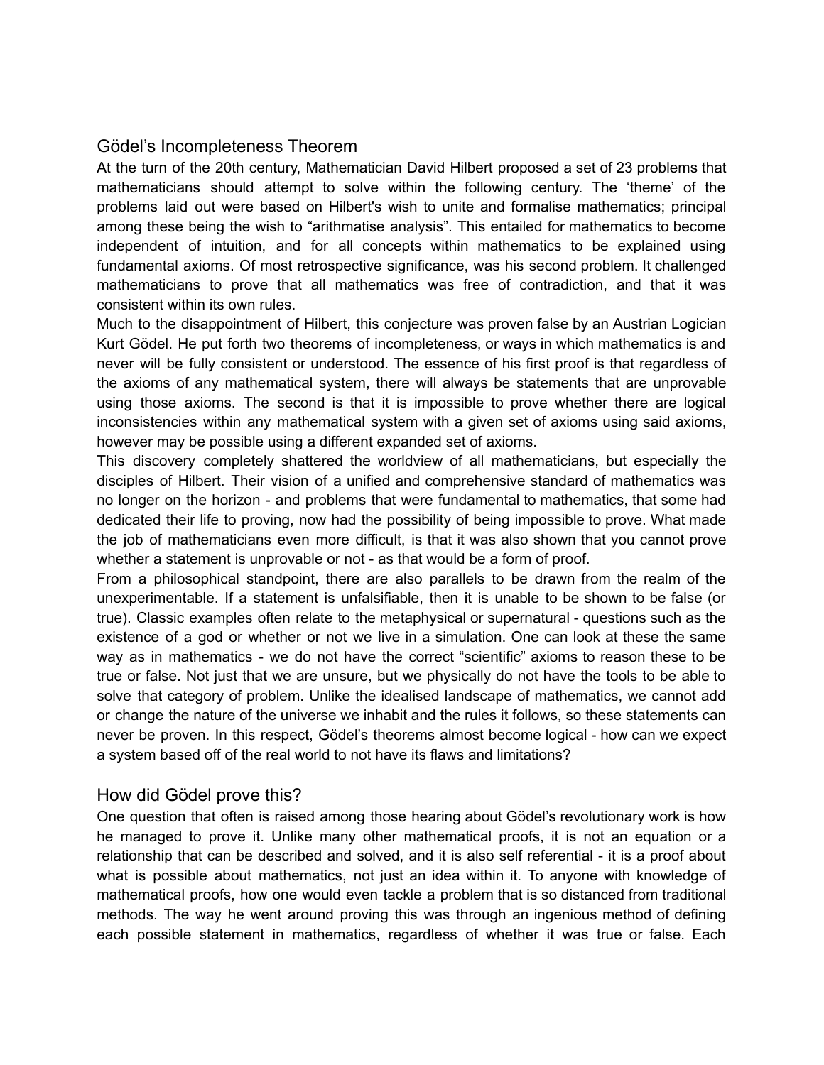## Gödel's Incompleteness Theorem

At the turn of the 20th century, Mathematician David Hilbert proposed a set of 23 problems that mathematicians should attempt to solve within the following century. The 'theme' of the problems laid out were based on Hilbert's wish to unite and formalise mathematics; principal among these being the wish to "arithmatise analysis". This entailed for mathematics to become independent of intuition, and for all concepts within mathematics to be explained using fundamental axioms. Of most retrospective significance, was his second problem. It challenged mathematicians to prove that all mathematics was free of contradiction, and that it was consistent within its own rules.

Much to the disappointment of Hilbert, this conjecture was proven false by an Austrian Logician Kurt Gödel. He put forth two theorems of incompleteness, or ways in which mathematics is and never will be fully consistent or understood. The essence of his first proof is that regardless of the axioms of any mathematical system, there will always be statements that are unprovable using those axioms. The second is that it is impossible to prove whether there are logical inconsistencies within any mathematical system with a given set of axioms using said axioms, however may be possible using a different expanded set of axioms.

This discovery completely shattered the worldview of all mathematicians, but especially the disciples of Hilbert. Their vision of a unified and comprehensive standard of mathematics was no longer on the horizon - and problems that were fundamental to mathematics, that some had dedicated their life to proving, now had the possibility of being impossible to prove. What made the job of mathematicians even more difficult, is that it was also shown that you cannot prove whether a statement is unprovable or not - as that would be a form of proof.

From a philosophical standpoint, there are also parallels to be drawn from the realm of the unexperimentable. If a statement is unfalsifiable, then it is unable to be shown to be false (or true). Classic examples often relate to the metaphysical or supernatural - questions such as the existence of a god or whether or not we live in a simulation. One can look at these the same way as in mathematics - we do not have the correct "scientific" axioms to reason these to be true or false. Not just that we are unsure, but we physically do not have the tools to be able to solve that category of problem. Unlike the idealised landscape of mathematics, we cannot add or change the nature of the universe we inhabit and the rules it follows, so these statements can never be proven. In this respect, Gödel's theorems almost become logical - how can we expect a system based off of the real world to not have its flaws and limitations?

## How did Gödel prove this?

One question that often is raised among those hearing about Gödel's revolutionary work is how he managed to prove it. Unlike many other mathematical proofs, it is not an equation or a relationship that can be described and solved, and it is also self referential - it is a proof about what is possible about mathematics, not just an idea within it. To anyone with knowledge of mathematical proofs, how one would even tackle a problem that is so distanced from traditional methods. The way he went around proving this was through an ingenious method of defining each possible statement in mathematics, regardless of whether it was true or false. Each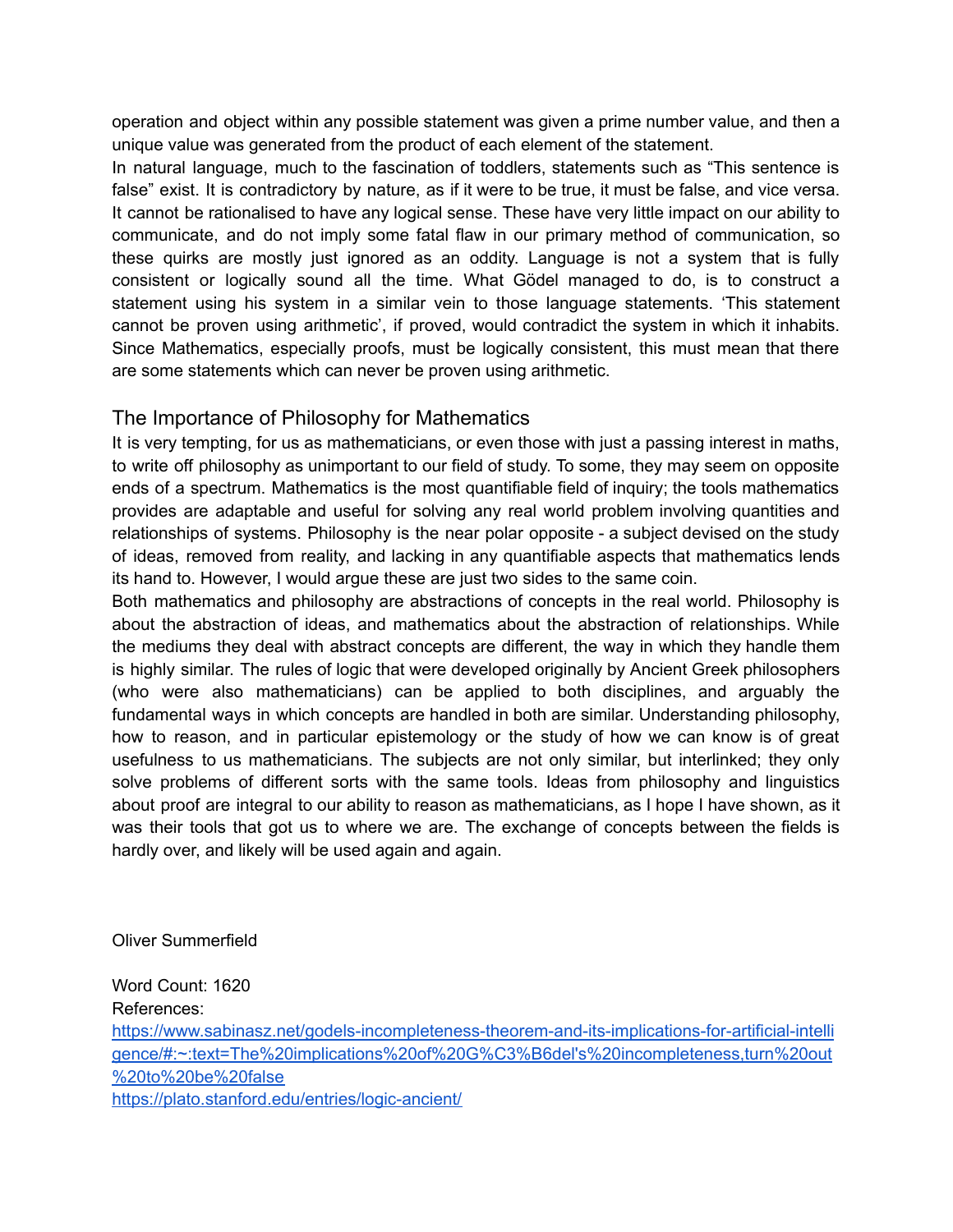operation and object within any possible statement was given a prime number value, and then a unique value was generated from the product of each element of the statement.

In natural language, much to the fascination of toddlers, statements such as “This sentence is false” exist. It is contradictory by nature, as if it were to be true, it must be false, and vice versa. It cannot be rationalised to have any logical sense. These have very little impact on our ability to communicate, and do not imply some fatal flaw in our primary method of communication, so these quirks are mostly just ignored as an oddity. Language is not a system that is fully consistent or logically sound all the time. What Gödel managed to do, is to construct a statement using his system in a similar vein to those language statements. ‘This statement cannot be proven using arithmetic’, if proved, would contradict the system in which it inhabits. Since Mathematics, especially proofs, must be logically consistent, this must mean that there are some statements which can never be proven using arithmetic.

## The Importance of Philosophy for Mathematics

It is very tempting, for us as mathematicians, or even those with just a passing interest in maths, to write off philosophy as unimportant to our field of study. To some, they may seem on opposite ends of a spectrum. Mathematics is the most quantifiable field of inquiry; the tools mathematics provides are adaptable and useful for solving any real world problem involving quantities and relationships of systems. Philosophy is the near polar opposite - a subject devised on the study of ideas, removed from reality, and lacking in any quantifiable aspects that mathematics lends its hand to. However, I would argue these are just two sides to the same coin.

Both mathematics and philosophy are abstractions of concepts in the real world. Philosophy is about the abstraction of ideas, and mathematics about the abstraction of relationships. While the mediums they deal with abstract concepts are different, the way in which they handle them is highly similar. The rules of logic that were developed originally by Ancient Greek philosophers (who were also mathematicians) can be applied to both disciplines, and arguably the fundamental ways in which concepts are handled in both are similar. Understanding philosophy, how to reason, and in particular epistemology or the study of how we can know is of great usefulness to us mathematicians. The subjects are not only similar, but interlinked; they only solve problems of different sorts with the same tools. Ideas from philosophy and linguistics about proof are integral to our ability to reason as mathematicians, as I hope I have shown, as it was their tools that got us to where we are. The exchange of concepts between the fields is hardly over, and likely will be used again and again.

Oliver Summerfield

Word Count: 1620

References:

https://www.sabinasz.net/godels-incompleteness-theorem-and-its-implications-for-artificial-intelligence/#:~:text=The%20implications%20of%20G%C3%B6del's%20incompleteness,turn%20out%20to%20be%20false

https://plato.stanford.edu/entries/logic-ancient/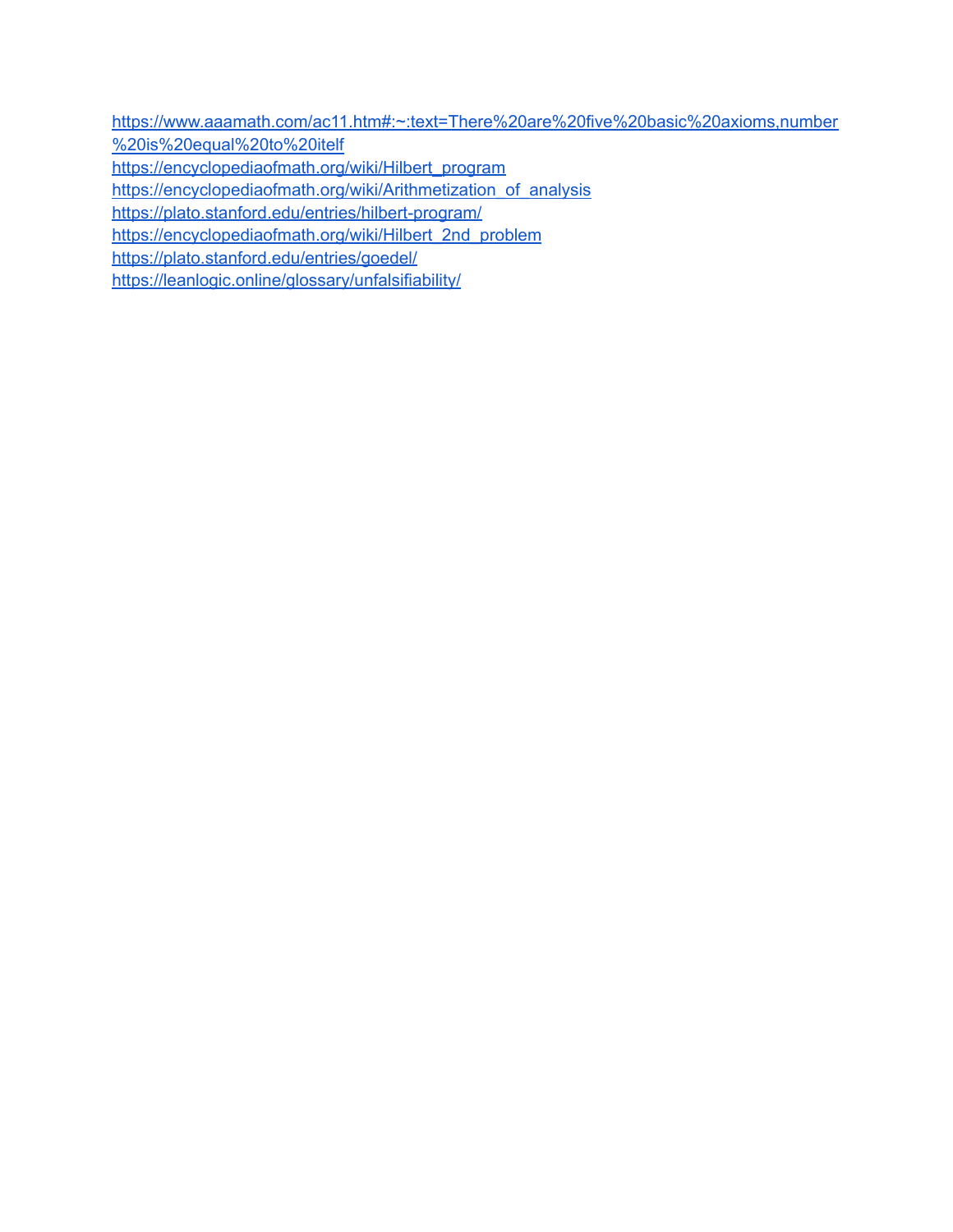https://www.aaamath.com/ac11.htm#:~:text=There%20are%20five%20basic%20axioms,number%20is%20equal%20to%20itelf
https://encyclopediaofmath.org/wiki/Hilbert_program
https://encyclopediaofmath.org/wiki/Arithmetization_of_analysis
https://plato.stanford.edu/entries/hilbert-program/
https://encyclopediaofmath.org/wiki/Hilbert_2nd_problem
https://plato.stanford.edu/entries/goedel/
https://leanlogic.online/glossary/unfalsifiability/